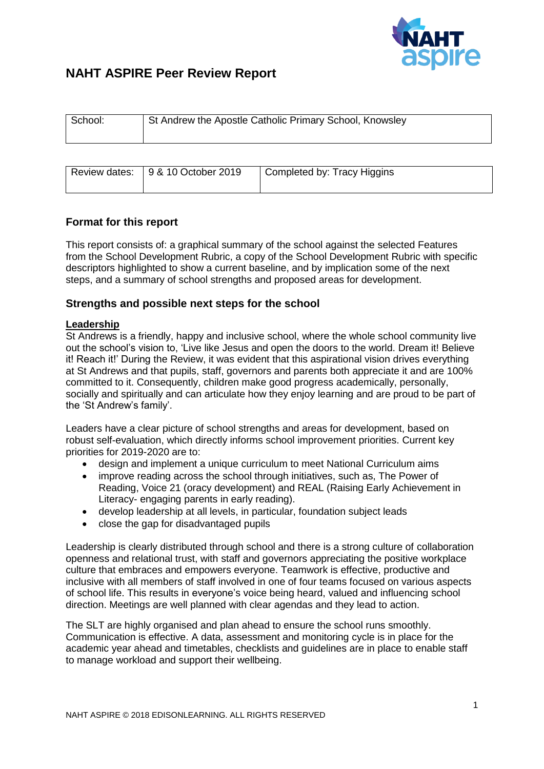# NAHT ASPIRE Peer Review Report

| School: | St Andrew the Apostle Catholic Primary School, Knowsley |
|---|---|

| Review dates: | 9 & 10 October 2019 | Completed by: Tracy Higgins |
|---|---|---|

## Format for this report

This report consists of: a graphical summary of the school against the selected Features from the School Development Rubric, a copy of the School Development Rubric with specific descriptors highlighted to show a current baseline, and by implication some of the next steps, and a summary of school strengths and proposed areas for development.

## Strengths and possible next steps for the school

### Leadership

St Andrews is a friendly, happy and inclusive school, where the whole school community live out the school's vision to, 'Live like Jesus and open the doors to the world. Dream it! Believe it! Reach it!' During the Review, it was evident that this aspirational vision drives everything at St Andrews and that pupils, staff, governors and parents both appreciate it and are 100% committed to it. Consequently, children make good progress academically, personally, socially and spiritually and can articulate how they enjoy learning and are proud to be part of the 'St Andrew's family'.

Leaders have a clear picture of school strengths and areas for development, based on robust self-evaluation, which directly informs school improvement priorities. Current key priorities for 2019-2020 are to:

- design and implement a unique curriculum to meet National Curriculum aims
- improve reading across the school through initiatives, such as, The Power of Reading, Voice 21 (oracy development) and REAL (Raising Early Achievement in Literacy- engaging parents in early reading).
- develop leadership at all levels, in particular, foundation subject leads
- close the gap for disadvantaged pupils

Leadership is clearly distributed through school and there is a strong culture of collaboration openness and relational trust, with staff and governors appreciating the positive workplace culture that embraces and empowers everyone. Teamwork is effective, productive and inclusive with all members of staff involved in one of four teams focused on various aspects of school life. This results in everyone's voice being heard, valued and influencing school direction. Meetings are well planned with clear agendas and they lead to action.

The SLT are highly organised and plan ahead to ensure the school runs smoothly. Communication is effective. A data, assessment and monitoring cycle is in place for the academic year ahead and timetables, checklists and guidelines are in place to enable staff to manage workload and support their wellbeing.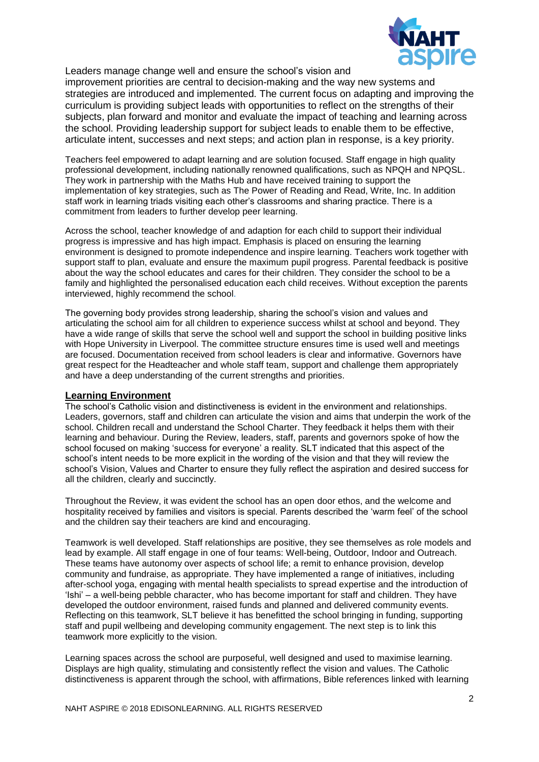Leaders manage change well and ensure the school's vision and improvement priorities are central to decision-making and the way new systems and strategies are introduced and implemented. The current focus on adapting and improving the curriculum is providing subject leads with opportunities to reflect on the strengths of their subjects, plan forward and monitor and evaluate the impact of teaching and learning across the school. Providing leadership support for subject leads to enable them to be effective, articulate intent, successes and next steps; and action plan in response, is a key priority.

Teachers feel empowered to adapt learning and are solution focused. Staff engage in high quality professional development, including nationally renowned qualifications, such as NPQH and NPQSL. They work in partnership with the Maths Hub and have received training to support the implementation of key strategies, such as The Power of Reading and Read, Write, Inc. In addition staff work in learning triads visiting each other's classrooms and sharing practice. There is a commitment from leaders to further develop peer learning.

Across the school, teacher knowledge of and adaption for each child to support their individual progress is impressive and has high impact. Emphasis is placed on ensuring the learning environment is designed to promote independence and inspire learning. Teachers work together with support staff to plan, evaluate and ensure the maximum pupil progress. Parental feedback is positive about the way the school educates and cares for their children. They consider the school to be a family and highlighted the personalised education each child receives. Without exception the parents interviewed, highly recommend the school.

The governing body provides strong leadership, sharing the school's vision and values and articulating the school aim for all children to experience success whilst at school and beyond. They have a wide range of skills that serve the school well and support the school in building positive links with Hope University in Liverpool. The committee structure ensures time is used well and meetings are focused. Documentation received from school leaders is clear and informative. Governors have great respect for the Headteacher and whole staff team, support and challenge them appropriately and have a deep understanding of the current strengths and priorities.

## Learning Environment

The school's Catholic vision and distinctiveness is evident in the environment and relationships. Leaders, governors, staff and children can articulate the vision and aims that underpin the work of the school. Children recall and understand the School Charter. They feedback it helps them with their learning and behaviour. During the Review, leaders, staff, parents and governors spoke of how the school focused on making 'success for everyone' a reality. SLT indicated that this aspect of the school's intent needs to be more explicit in the wording of the vision and that they will review the school's Vision, Values and Charter to ensure they fully reflect the aspiration and desired success for all the children, clearly and succinctly.

Throughout the Review, it was evident the school has an open door ethos, and the welcome and hospitality received by families and visitors is special. Parents described the 'warm feel' of the school and the children say their teachers are kind and encouraging.

Teamwork is well developed. Staff relationships are positive, they see themselves as role models and lead by example. All staff engage in one of four teams: Well-being, Outdoor, Indoor and Outreach. These teams have autonomy over aspects of school life; a remit to enhance provision, develop community and fundraise, as appropriate. They have implemented a range of initiatives, including after-school yoga, engaging with mental health specialists to spread expertise and the introduction of 'Ishi' – a well-being pebble character, who has become important for staff and children. They have developed the outdoor environment, raised funds and planned and delivered community events. Reflecting on this teamwork, SLT believe it has benefitted the school bringing in funding, supporting staff and pupil wellbeing and developing community engagement. The next step is to link this teamwork more explicitly to the vision.

Learning spaces across the school are purposeful, well designed and used to maximise learning. Displays are high quality, stimulating and consistently reflect the vision and values. The Catholic distinctiveness is apparent through the school, with affirmations, Bible references linked with learning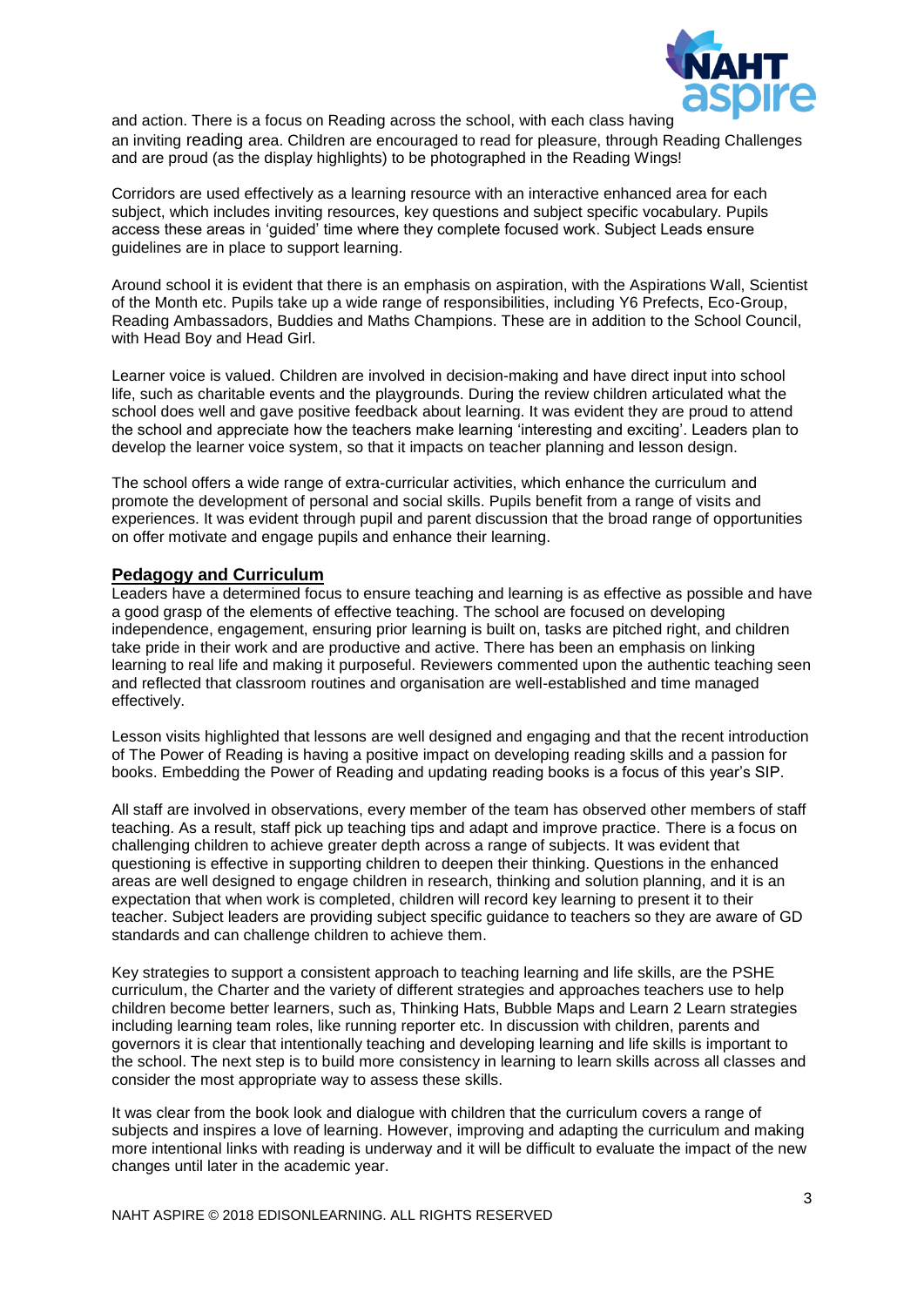and action. There is a focus on Reading across the school, with each class having an inviting reading area. Children are encouraged to read for pleasure, through Reading Challenges and are proud (as the display highlights) to be photographed in the Reading Wings!

Corridors are used effectively as a learning resource with an interactive enhanced area for each subject, which includes inviting resources, key questions and subject specific vocabulary. Pupils access these areas in 'guided' time where they complete focused work. Subject Leads ensure guidelines are in place to support learning.

Around school it is evident that there is an emphasis on aspiration, with the Aspirations Wall, Scientist of the Month etc. Pupils take up a wide range of responsibilities, including Y6 Prefects, Eco-Group, Reading Ambassadors, Buddies and Maths Champions. These are in addition to the School Council, with Head Boy and Head Girl.

Learner voice is valued. Children are involved in decision-making and have direct input into school life, such as charitable events and the playgrounds. During the review children articulated what the school does well and gave positive feedback about learning. It was evident they are proud to attend the school and appreciate how the teachers make learning 'interesting and exciting'. Leaders plan to develop the learner voice system, so that it impacts on teacher planning and lesson design.

The school offers a wide range of extra-curricular activities, which enhance the curriculum and promote the development of personal and social skills. Pupils benefit from a range of visits and experiences. It was evident through pupil and parent discussion that the broad range of opportunities on offer motivate and engage pupils and enhance their learning.

## Pedagogy and Curriculum

Leaders have a determined focus to ensure teaching and learning is as effective as possible and have a good grasp of the elements of effective teaching. The school are focused on developing independence, engagement, ensuring prior learning is built on, tasks are pitched right, and children take pride in their work and are productive and active. There has been an emphasis on linking learning to real life and making it purposeful. Reviewers commented upon the authentic teaching seen and reflected that classroom routines and organisation are well-established and time managed effectively.

Lesson visits highlighted that lessons are well designed and engaging and that the recent introduction of The Power of Reading is having a positive impact on developing reading skills and a passion for books. Embedding the Power of Reading and updating reading books is a focus of this year's SIP.

All staff are involved in observations, every member of the team has observed other members of staff teaching. As a result, staff pick up teaching tips and adapt and improve practice. There is a focus on challenging children to achieve greater depth across a range of subjects. It was evident that questioning is effective in supporting children to deepen their thinking. Questions in the enhanced areas are well designed to engage children in research, thinking and solution planning, and it is an expectation that when work is completed, children will record key learning to present it to their teacher. Subject leaders are providing subject specific guidance to teachers so they are aware of GD standards and can challenge children to achieve them.

Key strategies to support a consistent approach to teaching learning and life skills, are the PSHE curriculum, the Charter and the variety of different strategies and approaches teachers use to help children become better learners, such as, Thinking Hats, Bubble Maps and Learn 2 Learn strategies including learning team roles, like running reporter etc. In discussion with children, parents and governors it is clear that intentionally teaching and developing learning and life skills is important to the school. The next step is to build more consistency in learning to learn skills across all classes and consider the most appropriate way to assess these skills.

It was clear from the book look and dialogue with children that the curriculum covers a range of subjects and inspires a love of learning. However, improving and adapting the curriculum and making more intentional links with reading is underway and it will be difficult to evaluate the impact of the new changes until later in the academic year.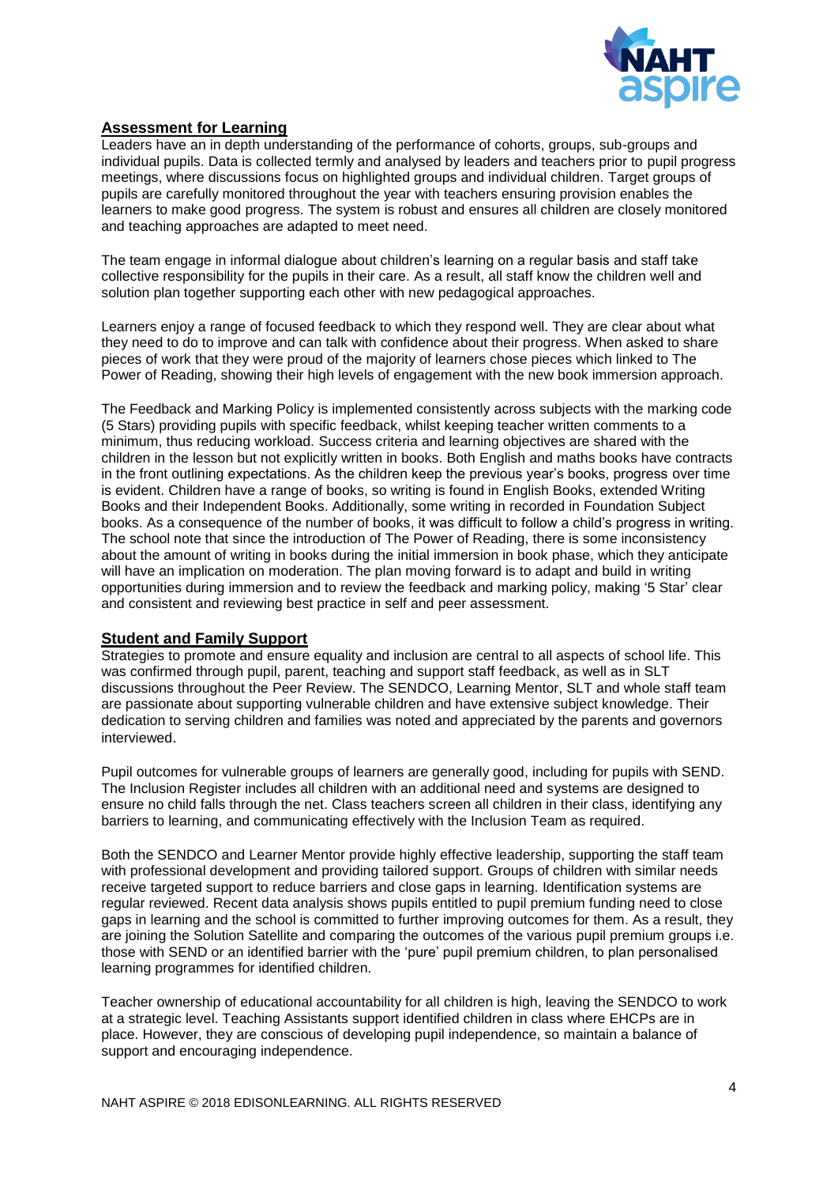## Assessment for Learning

Leaders have an in depth understanding of the performance of cohorts, groups, sub-groups and individual pupils. Data is collected termly and analysed by leaders and teachers prior to pupil progress meetings, where discussions focus on highlighted groups and individual children. Target groups of pupils are carefully monitored throughout the year with teachers ensuring provision enables the learners to make good progress. The system is robust and ensures all children are closely monitored and teaching approaches are adapted to meet need.

The team engage in informal dialogue about children's learning on a regular basis and staff take collective responsibility for the pupils in their care. As a result, all staff know the children well and solution plan together supporting each other with new pedagogical approaches.

Learners enjoy a range of focused feedback to which they respond well. They are clear about what they need to do to improve and can talk with confidence about their progress. When asked to share pieces of work that they were proud of the majority of learners chose pieces which linked to The Power of Reading, showing their high levels of engagement with the new book immersion approach.

The Feedback and Marking Policy is implemented consistently across subjects with the marking code (5 Stars) providing pupils with specific feedback, whilst keeping teacher written comments to a minimum, thus reducing workload. Success criteria and learning objectives are shared with the children in the lesson but not explicitly written in books. Both English and maths books have contracts in the front outlining expectations. As the children keep the previous year's books, progress over time is evident. Children have a range of books, so writing is found in English Books, extended Writing Books and their Independent Books. Additionally, some writing in recorded in Foundation Subject books. As a consequence of the number of books, it was difficult to follow a child's progress in writing. The school note that since the introduction of The Power of Reading, there is some inconsistency about the amount of writing in books during the initial immersion in book phase, which they anticipate will have an implication on moderation. The plan moving forward is to adapt and build in writing opportunities during immersion and to review the feedback and marking policy, making '5 Star' clear and consistent and reviewing best practice in self and peer assessment.

## Student and Family Support

Strategies to promote and ensure equality and inclusion are central to all aspects of school life. This was confirmed through pupil, parent, teaching and support staff feedback, as well as in SLT discussions throughout the Peer Review. The SENDCO, Learning Mentor, SLT and whole staff team are passionate about supporting vulnerable children and have extensive subject knowledge. Their dedication to serving children and families was noted and appreciated by the parents and governors interviewed.

Pupil outcomes for vulnerable groups of learners are generally good, including for pupils with SEND. The Inclusion Register includes all children with an additional need and systems are designed to ensure no child falls through the net. Class teachers screen all children in their class, identifying any barriers to learning, and communicating effectively with the Inclusion Team as required.

Both the SENDCO and Learner Mentor provide highly effective leadership, supporting the staff team with professional development and providing tailored support. Groups of children with similar needs receive targeted support to reduce barriers and close gaps in learning. Identification systems are regular reviewed. Recent data analysis shows pupils entitled to pupil premium funding need to close gaps in learning and the school is committed to further improving outcomes for them. As a result, they are joining the Solution Satellite and comparing the outcomes of the various pupil premium groups i.e. those with SEND or an identified barrier with the 'pure' pupil premium children, to plan personalised learning programmes for identified children.

Teacher ownership of educational accountability for all children is high, leaving the SENDCO to work at a strategic level. Teaching Assistants support identified children in class where EHCPs are in place. However, they are conscious of developing pupil independence, so maintain a balance of support and encouraging independence.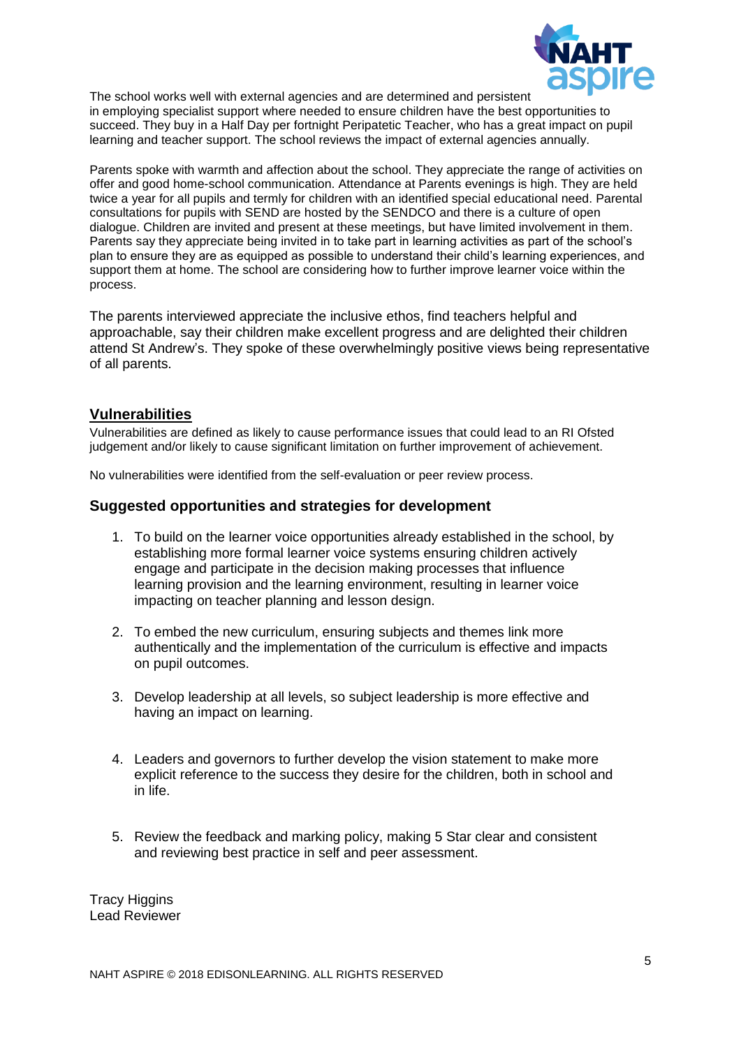The school works well with external agencies and are determined and persistent in employing specialist support where needed to ensure children have the best opportunities to succeed. They buy in a Half Day per fortnight Peripatetic Teacher, who has a great impact on pupil learning and teacher support. The school reviews the impact of external agencies annually.

Parents spoke with warmth and affection about the school. They appreciate the range of activities on offer and good home-school communication. Attendance at Parents evenings is high. They are held twice a year for all pupils and termly for children with an identified special educational need. Parental consultations for pupils with SEND are hosted by the SENDCO and there is a culture of open dialogue. Children are invited and present at these meetings, but have limited involvement in them. Parents say they appreciate being invited in to take part in learning activities as part of the school's plan to ensure they are as equipped as possible to understand their child's learning experiences, and support them at home. The school are considering how to further improve learner voice within the process.

The parents interviewed appreciate the inclusive ethos, find teachers helpful and approachable, say their children make excellent progress and are delighted their children attend St Andrew's. They spoke of these overwhelmingly positive views being representative of all parents.

## Vulnerabilities

Vulnerabilities are defined as likely to cause performance issues that could lead to an RI Ofsted judgement and/or likely to cause significant limitation on further improvement of achievement.

No vulnerabilities were identified from the self-evaluation or peer review process.

### Suggested opportunities and strategies for development

1. To build on the learner voice opportunities already established in the school, by establishing more formal learner voice systems ensuring children actively engage and participate in the decision making processes that influence learning provision and the learning environment, resulting in learner voice impacting on teacher planning and lesson design.

2. To embed the new curriculum, ensuring subjects and themes link more authentically and the implementation of the curriculum is effective and impacts on pupil outcomes.

3. Develop leadership at all levels, so subject leadership is more effective and having an impact on learning.

4. Leaders and governors to further develop the vision statement to make more explicit reference to the success they desire for the children, both in school and in life.

5. Review the feedback and marking policy, making 5 Star clear and consistent and reviewing best practice in self and peer assessment.

Tracy Higgins
Lead Reviewer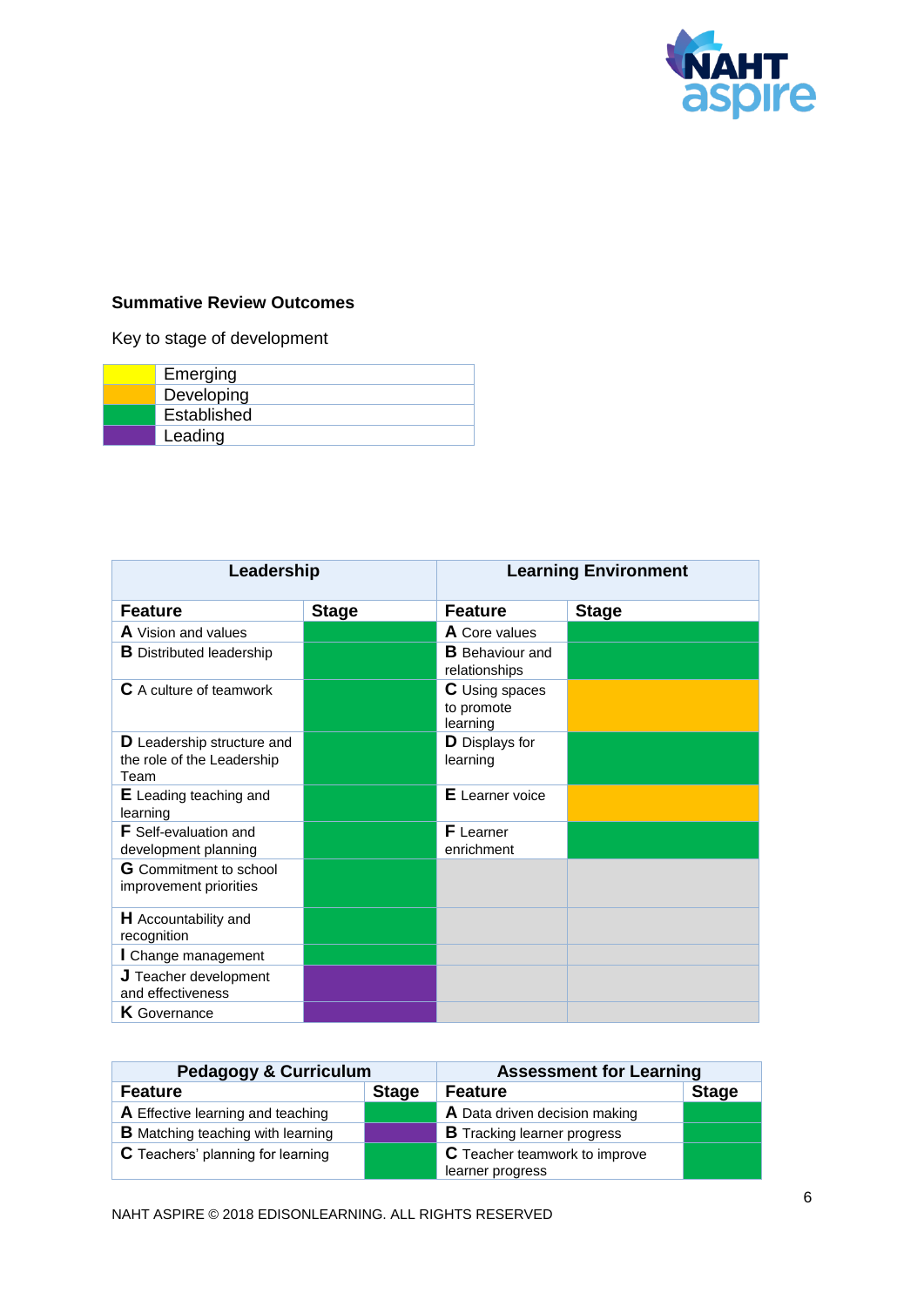**Summative Review Outcomes**

Key to stage of development

| Colour | Stage |
|---|---|
| Yellow | Emerging |
| Orange | Developing |
| Green | Established |
| Purple | Leading |

| Leadership | | Learning Environment | |
|---|---|---|---|
| **Feature** | **Stage** | **Feature** | **Stage** |
| **A** Vision and values | Established | **A** Core values | Established |
| **B** Distributed leadership | Established | **B** Behaviour and relationships | Established |
| **C** A culture of teamwork | Established | **C** Using spaces to promote learning | Developing |
| **D** Leadership structure and the role of the Leadership Team | Established | **D** Displays for learning | Established |
| **E** Leading teaching and learning | Established | **E** Learner voice | Developing |
| **F** Self-evaluation and development planning | Established | **F** Learner enrichment | Established |
| **G** Commitment to school improvement priorities | Established | | |
| **H** Accountability and recognition | Established | | |
| **I** Change management | Established | | |
| **J** Teacher development and effectiveness | Leading | | |
| **K** Governance | Leading | | |

| Pedagogy & Curriculum | | Assessment for Learning | |
|---|---|---|---|
| **Feature** | **Stage** | **Feature** | **Stage** |
| **A** Effective learning and teaching | Established | **A** Data driven decision making | Established |
| **B** Matching teaching with learning | Leading | **B** Tracking learner progress | Established |
| **C** Teachers' planning for learning | Established | **C** Teacher teamwork to improve learner progress | Established |

NAHT ASPIRE © 2018 EDISONLEARNING. ALL RIGHTS RESERVED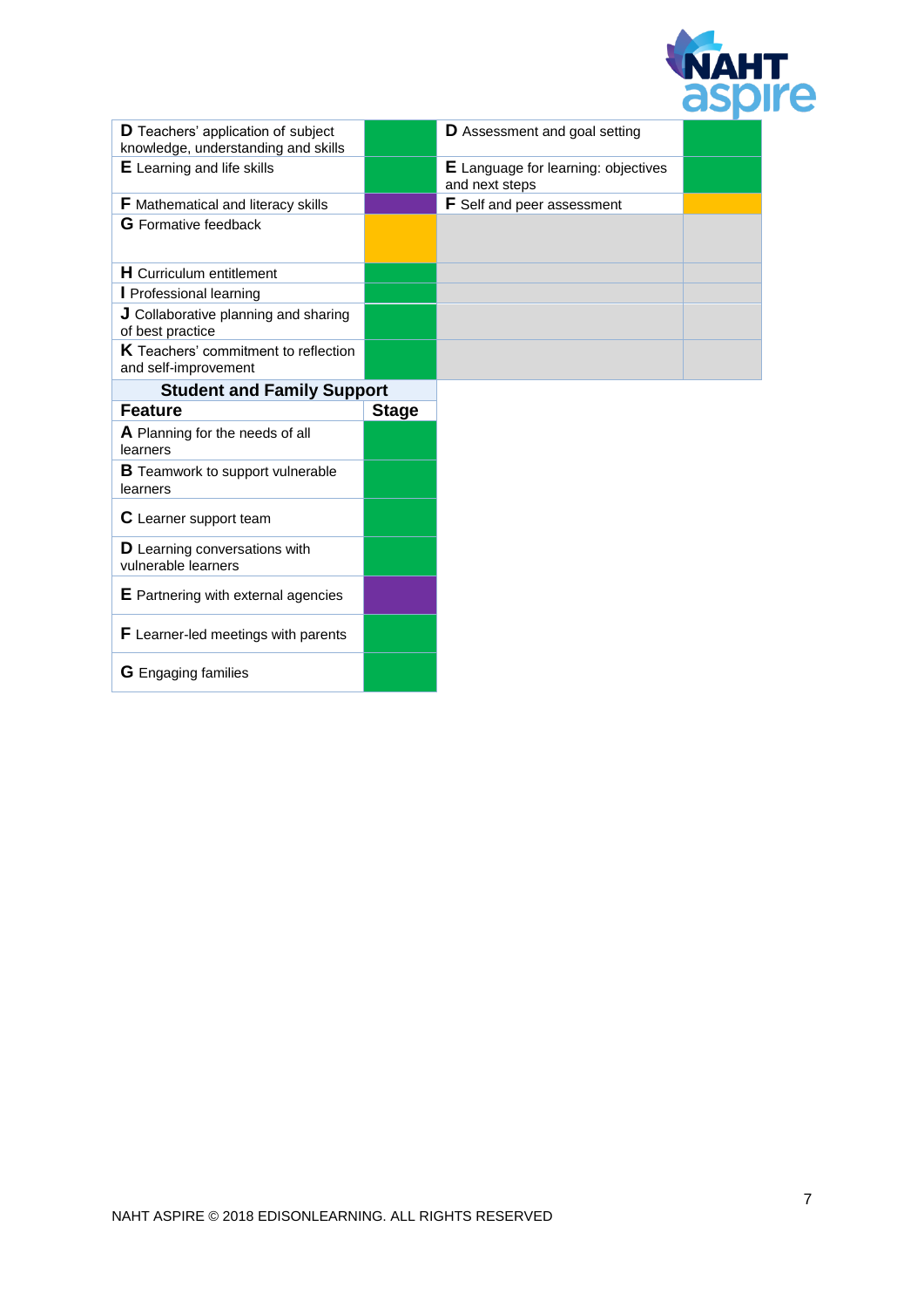| | | | |
|---|---|---|---|
| **D** Teachers' application of subject knowledge, understanding and skills | | **D** Assessment and goal setting | |
| **E** Learning and life skills | | **E** Language for learning: objectives and next steps | |
| **F** Mathematical and literacy skills | | **F** Self and peer assessment | |
| **G** Formative feedback | | | |
| **H** Curriculum entitlement | | | |
| **I** Professional learning | | | |
| **J** Collaborative planning and sharing of best practice | | | |
| **K** Teachers' commitment to reflection and self-improvement | | | |

| **Student and Family Support** | |
|---|---|
| **Feature** | **Stage** |
| **A** Planning for the needs of all learners | |
| **B** Teamwork to support vulnerable learners | |
| **C** Learner support team | |
| **D** Learning conversations with vulnerable learners | |
| **E** Partnering with external agencies | |
| **F** Learner-led meetings with parents | |
| **G** Engaging families | |